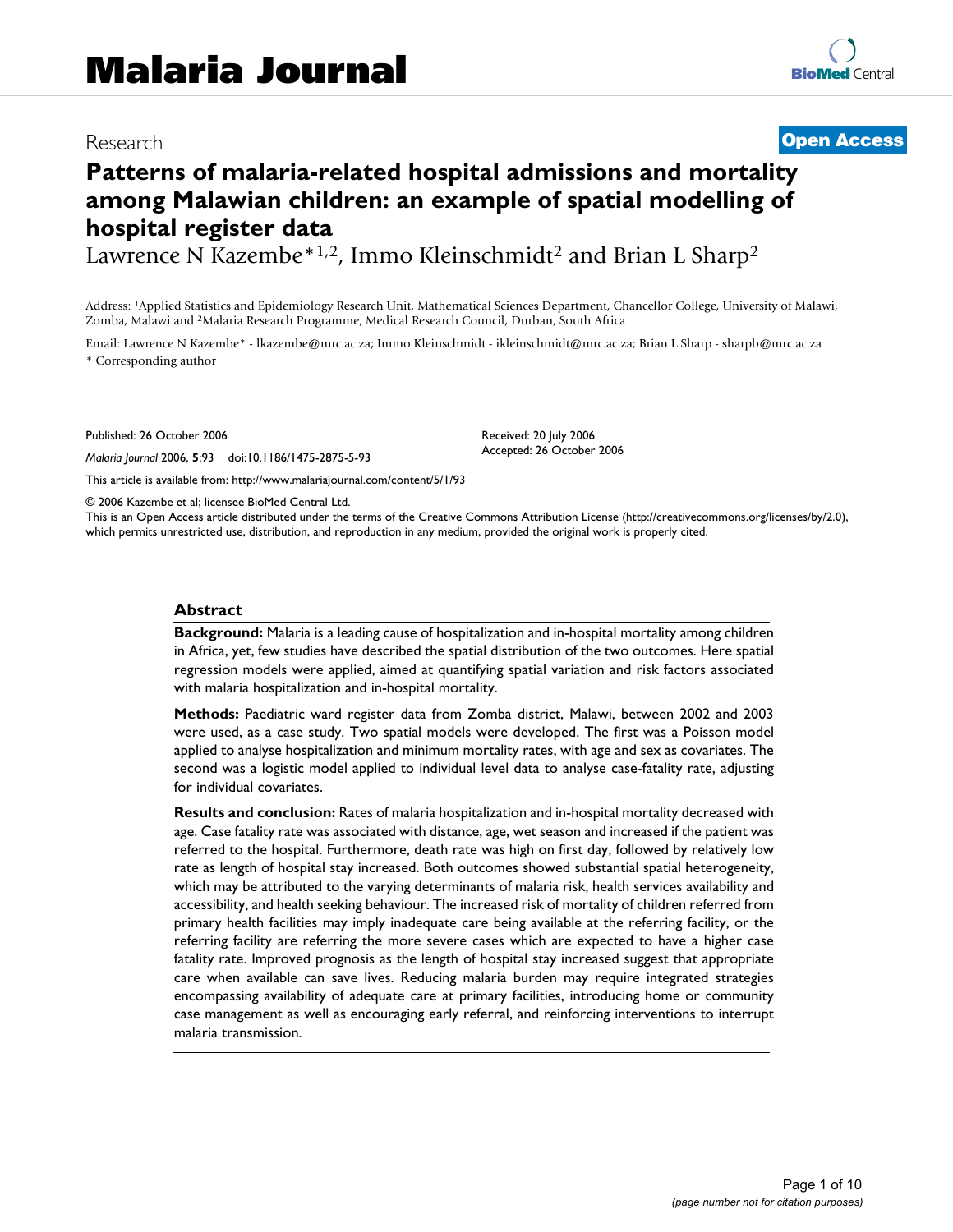Research

**Open Access**

# Patterns of malaria-related hospital admissions and mortality among Malawian children: an example of spatial modelling of hospital register data

Lawrence N Kazembe*[1,2], Immo Kleinschmidt[2] and Brian L Sharp[2]

Address: [1]Applied Statistics and Epidemiology Research Unit, Mathematical Sciences Department, Chancellor College, University of Malawi, Zomba, Malawi and [2]Malaria Research Programme, Medical Research Council, Durban, South Africa

Email: Lawrence N Kazembe* - lkazembe@mrc.ac.za; Immo Kleinschmidt - ikleinschmidt@mrc.ac.za; Brian L Sharp - sharpb@mrc.ac.za

\* Corresponding author

Published: 26 October 2006

*Malaria Journal* 2006, **5**:93 doi:10.1186/1475-2875-5-93

Received: 20 July 2006

Accepted: 26 October 2006

This article is available from: http://www.malariajournal.com/content/5/1/93

© 2006 Kazembe et al; licensee BioMed Central Ltd.

This is an Open Access article distributed under the terms of the Creative Commons Attribution License (http://creativecommons.org/licenses/by/2.0), which permits unrestricted use, distribution, and reproduction in any medium, provided the original work is properly cited.

## Abstract

**Background:** Malaria is a leading cause of hospitalization and in-hospital mortality among children in Africa, yet, few studies have described the spatial distribution of the two outcomes. Here spatial regression models were applied, aimed at quantifying spatial variation and risk factors associated with malaria hospitalization and in-hospital mortality.

**Methods:** Paediatric ward register data from Zomba district, Malawi, between 2002 and 2003 were used, as a case study. Two spatial models were developed. The first was a Poisson model applied to analyse hospitalization and minimum mortality rates, with age and sex as covariates. The second was a logistic model applied to individual level data to analyse case-fatality rate, adjusting for individual covariates.

**Results and conclusion:** Rates of malaria hospitalization and in-hospital mortality decreased with age. Case fatality rate was associated with distance, age, wet season and increased if the patient was referred to the hospital. Furthermore, death rate was high on first day, followed by relatively low rate as length of hospital stay increased. Both outcomes showed substantial spatial heterogeneity, which may be attributed to the varying determinants of malaria risk, health services availability and accessibility, and health seeking behaviour. The increased risk of mortality of children referred from primary health facilities may imply inadequate care being available at the referring facility, or the referring facility are referring the more severe cases which are expected to have a higher case fatality rate. Improved prognosis as the length of hospital stay increased suggest that appropriate care when available can save lives. Reducing malaria burden may require integrated strategies encompassing availability of adequate care at primary facilities, introducing home or community case management as well as encouraging early referral, and reinforcing interventions to interrupt malaria transmission.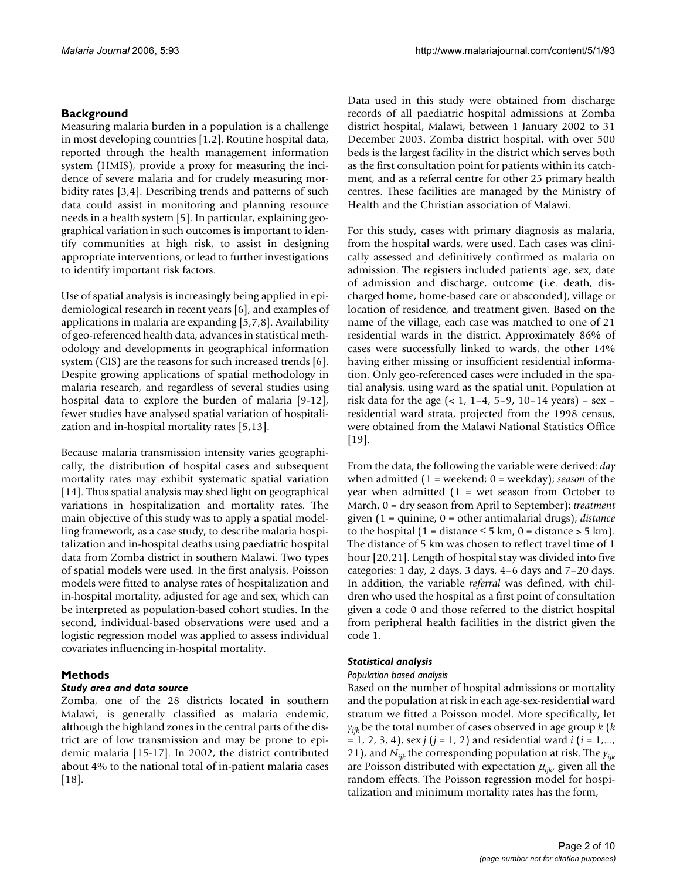## Background

Measuring malaria burden in a population is a challenge in most developing countries [1,2]. Routine hospital data, reported through the health management information system (HMIS), provide a proxy for measuring the incidence of severe malaria and for crudely measuring morbidity rates [3,4]. Describing trends and patterns of such data could assist in monitoring and planning resource needs in a health system [5]. In particular, explaining geographical variation in such outcomes is important to identify communities at high risk, to assist in designing appropriate interventions, or lead to further investigations to identify important risk factors.

Use of spatial analysis is increasingly being applied in epidemiological research in recent years [6], and examples of applications in malaria are expanding [5,7,8]. Availability of geo-referenced health data, advances in statistical methodology and developments in geographical information system (GIS) are the reasons for such increased trends [6]. Despite growing applications of spatial methodology in malaria research, and regardless of several studies using hospital data to explore the burden of malaria [9-12], fewer studies have analysed spatial variation of hospitalization and in-hospital mortality rates [5,13].

Because malaria transmission intensity varies geographically, the distribution of hospital cases and subsequent mortality rates may exhibit systematic spatial variation [14]. Thus spatial analysis may shed light on geographical variations in hospitalization and mortality rates. The main objective of this study was to apply a spatial modelling framework, as a case study, to describe malaria hospitalization and in-hospital deaths using paediatric hospital data from Zomba district in southern Malawi. Two types of spatial models were used. In the first analysis, Poisson models were fitted to analyse rates of hospitalization and in-hospital mortality, adjusted for age and sex, which can be interpreted as population-based cohort studies. In the second, individual-based observations were used and a logistic regression model was applied to assess individual covariates influencing in-hospital mortality.

## Methods

### *Study area and data source*

Zomba, one of the 28 districts located in southern Malawi, is generally classified as malaria endemic, although the highland zones in the central parts of the district are of low transmission and may be prone to epidemic malaria [15-17]. In 2002, the district contributed about 4% to the national total of in-patient malaria cases [18].

Data used in this study were obtained from discharge records of all paediatric hospital admissions at Zomba district hospital, Malawi, between 1 January 2002 to 31 December 2003. Zomba district hospital, with over 500 beds is the largest facility in the district which serves both as the first consultation point for patients within its catchment, and as a referral centre for other 25 primary health centres. These facilities are managed by the Ministry of Health and the Christian association of Malawi.

For this study, cases with primary diagnosis as malaria, from the hospital wards, were used. Each cases was clinically assessed and definitively confirmed as malaria on admission. The registers included patients' age, sex, date of admission and discharge, outcome (i.e. death, discharged home, home-based care or absconded), village or location of residence, and treatment given. Based on the name of the village, each case was matched to one of 21 residential wards in the district. Approximately 86% of cases were successfully linked to wards, the other 14% having either missing or insufficient residential information. Only geo-referenced cases were included in the spatial analysis, using ward as the spatial unit. Population at risk data for the age (< 1, 1–4, 5–9, 10–14 years) – sex – residential ward strata, projected from the 1998 census, were obtained from the Malawi National Statistics Office [19].

From the data, the following the variable were derived: *day* when admitted (1 = weekend; 0 = weekday); *season* of the year when admitted (1 = wet season from October to March, 0 = dry season from April to September); *treatment* given (1 = quinine, 0 = other antimalarial drugs); *distance* to the hospital (1 = distance ≤ 5 km, 0 = distance > 5 km). The distance of 5 km was chosen to reflect travel time of 1 hour [20,21]. Length of hospital stay was divided into five categories: 1 day, 2 days, 3 days, 4–6 days and 7–20 days. In addition, the variable *referral* was defined, with children who used the hospital as a first point of consultation given a code 0 and those referred to the district hospital from peripheral health facilities in the district given the code 1.

### *Statistical analysis*

#### *Population based analysis*

Based on the number of hospital admissions or mortality and the population at risk in each age-sex-residential ward stratum we fitted a Poisson model. More specifically, let $y_{ijk}$ be the total number of cases observed in age group $k$ ($k$ = 1, 2, 3, 4), sex $j$ ($j$ = 1, 2) and residential ward $i$ ($i$ = 1,..., 21), and $N_{ijk}$ the corresponding population at risk. The $y_{ijk}$ are Poisson distributed with expectation $\mu_{ijk}$, given all the random effects. The Poisson regression model for hospitalization and minimum mortality rates has the form,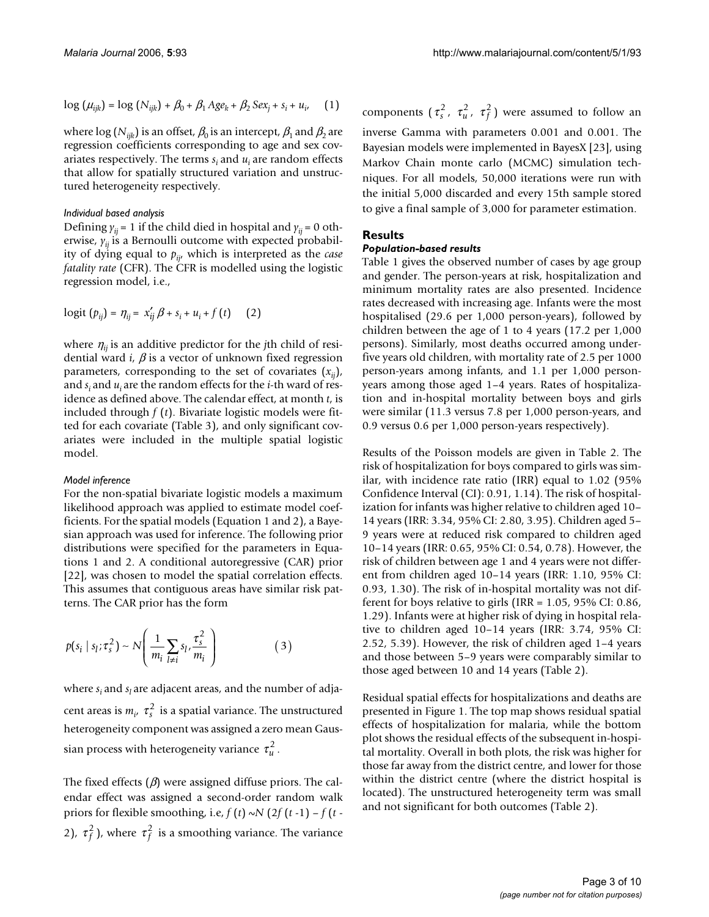$$\log(\mu_{ijk}) = \log(N_{ijk}) + \beta_0 + \beta_1 Age_k + \beta_2 Sex_j + s_i + u_i, \quad (1)$$

where $\log(N_{ijk})$ is an offset, $\beta_0$ is an intercept, $\beta_1$ and $\beta_2$ are regression coefficients corresponding to age and sex covariates respectively. The terms $s_i$ and $u_i$ are random effects that allow for spatially structured variation and unstructured heterogeneity respectively.

#### *Individual based analysis*

Defining $y_{ij} = 1$ if the child died in hospital and $y_{ij} = 0$ otherwise, $y_{ij}$ is a Bernoulli outcome with expected probability of dying equal to $p_{ij}$, which is interpreted as the *case fatality rate* (CFR). The CFR is modelled using the logistic regression model, i.e.,

$$\text{logit}(p_{ij}) = \eta_{ij} = x'_{ij}\beta + s_i + u_i + f(t) \quad (2)$$

where $\eta_{ij}$ is an additive predictor for the *j*th child of residential ward *i*, $\beta$ is a vector of unknown fixed regression parameters, corresponding to the set of covariates ($x_{ij}$), and $s_i$ and $u_i$ are the random effects for the *i*-th ward of residence as defined above. The calendar effect, at month *t*, is included through $f(t)$. Bivariate logistic models were fitted for each covariate (Table 3), and only significant covariates were included in the multiple spatial logistic model.

#### *Model inference*

For the non-spatial bivariate logistic models a maximum likelihood approach was applied to estimate model coefficients. For the spatial models (Equation 1 and 2), a Bayesian approach was used for inference. The following prior distributions were specified for the parameters in Equations 1 and 2. A conditional autoregressive (CAR) prior [22], was chosen to model the spatial correlation effects. This assumes that contiguous areas have similar risk patterns. The CAR prior has the form

$$p(s_i \mid s_l; \tau_s^2) \sim N\left(\frac{1}{m_i}\sum_{l \neq i} s_l, \frac{\tau_s^2}{m_i}\right) \quad (3)$$

where $s_i$ and $s_l$ are adjacent areas, and the number of adjacent areas is $m_i$, $\tau_s^2$ is a spatial variance. The unstructured heterogeneity component was assigned a zero mean Gaussian process with heterogeneity variance $\tau_u^2$.

The fixed effects ($\beta$) were assigned diffuse priors. The calendar effect was assigned a second-order random walk priors for flexible smoothing, i.e, $f(t) \sim N(2f(t-1) - f(t-2), \tau_f^2)$, where $\tau_f^2$ is a smoothing variance. The variance components ($\tau_s^2$, $\tau_u^2$, $\tau_f^2$) were assumed to follow an inverse Gamma with parameters 0.001 and 0.001. The Bayesian models were implemented in BayesX [23], using Markov Chain monte carlo (MCMC) simulation techniques. For all models, 50,000 iterations were run with the initial 5,000 discarded and every 15th sample stored to give a final sample of 3,000 for parameter estimation.

## Results

### *Population-based results*

Table 1 gives the observed number of cases by age group and gender. The person-years at risk, hospitalization and minimum mortality rates are also presented. Incidence rates decreased with increasing age. Infants were the most hospitalised (29.6 per 1,000 person-years), followed by children between the age of 1 to 4 years (17.2 per 1,000 persons). Similarly, most deaths occurred among under-five years old children, with mortality rate of 2.5 per 1000 person-years among infants, and 1.1 per 1,000 person-years among those aged 1–4 years. Rates of hospitalization and in-hospital mortality between boys and girls were similar (11.3 versus 7.8 per 1,000 person-years, and 0.9 versus 0.6 per 1,000 person-years respectively).

Results of the Poisson models are given in Table 2. The risk of hospitalization for boys compared to girls was similar, with incidence rate ratio (IRR) equal to 1.02 (95% Confidence Interval (CI): 0.91, 1.14). The risk of hospitalization for infants was higher relative to children aged 10–14 years (IRR: 3.34, 95% CI: 2.80, 3.95). Children aged 5–9 years were at reduced risk compared to children aged 10–14 years (IRR: 0.65, 95% CI: 0.54, 0.78). However, the risk of children between age 1 and 4 years were not different from children aged 10–14 years (IRR: 1.10, 95% CI: 0.93, 1.30). The risk of in-hospital mortality was not different for boys relative to girls (IRR = 1.05, 95% CI: 0.86, 1.29). Infants were at higher risk of dying in hospital relative to children aged 10–14 years (IRR: 3.74, 95% CI: 2.52, 5.39). However, the risk of children aged 1–4 years and those between 5–9 years were comparably similar to those aged between 10 and 14 years (Table 2).

Residual spatial effects for hospitalizations and deaths are presented in Figure 1. The top map shows residual spatial effects of hospitalization for malaria, while the bottom plot shows the residual effects of the subsequent in-hospital mortality. Overall in both plots, the risk was higher for those far away from the district centre, and lower for those within the district centre (where the district hospital is located). The unstructured heterogeneity term was small and not significant for both outcomes (Table 2).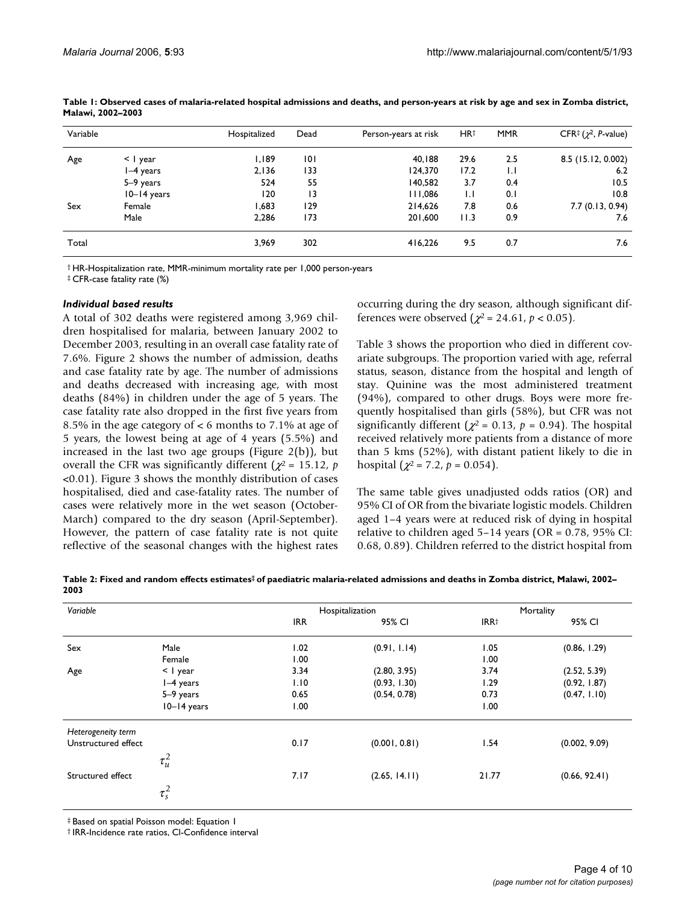**Table 1: Observed cases of malaria-related hospital admissions and deaths, and person-years at risk by age and sex in Zomba district, Malawi, 2002–2003**

| Variable | | Hospitalized | Dead | Person-years at risk | HR† | MMR | CFR‡ ($\chi^2$, *P*-value) |
|---|---|---|---|---|---|---|---|
| Age | < 1 year | 1,189 | 101 | 40,188 | 29.6 | 2.5 | 8.5 (15.12, 0.002) |
| | 1–4 years | 2,136 | 133 | 124,370 | 17.2 | 1.1 | 6.2 |
| | 5–9 years | 524 | 55 | 140,582 | 3.7 | 0.4 | 10.5 |
| | 10–14 years | 120 | 13 | 111,086 | 1.1 | 0.1 | 10.8 |
| Sex | Female | 1,683 | 129 | 214,626 | 7.8 | 0.6 | 7.7 (0.13, 0.94) |
| | Male | 2,286 | 173 | 201,600 | 11.3 | 0.9 | 7.6 |
| Total | | 3,969 | 302 | 416,226 | 9.5 | 0.7 | 7.6 |

† HR-Hospitalization rate, MMR-minimum mortality rate per 1,000 person-years

‡ CFR-case fatality rate (%)

### *Individual based results*

A total of 302 deaths were registered among 3,969 children hospitalised for malaria, between January 2002 to December 2003, resulting in an overall case fatality rate of 7.6%. Figure 2 shows the number of admission, deaths and case fatality rate by age. The number of admissions and deaths decreased with increasing age, with most deaths (84%) in children under the age of 5 years. The case fatality rate also dropped in the first five years from 8.5% in the age category of < 6 months to 7.1% at age of 5 years, the lowest being at age of 4 years (5.5%) and increased in the last two age groups (Figure 2(b)), but overall the CFR was significantly different ($\chi^2$ = 15.12, $p$ <0.01). Figure 3 shows the monthly distribution of cases hospitalised, died and case-fatality rates. The number of cases were relatively more in the wet season (October-March) compared to the dry season (April-September). However, the pattern of case fatality rate is not quite reflective of the seasonal changes with the highest rates occurring during the dry season, although significant differences were observed ($\chi^2$ = 24.61, $p$ < 0.05).

Table 3 shows the proportion who died in different covariate subgroups. The proportion varied with age, referral status, season, distance from the hospital and length of stay. Quinine was the most administered treatment (94%), compared to other drugs. Boys were more frequently hospitalised than girls (58%), but CFR was not significantly different ($\chi^2$ = 0.13, $p$ = 0.94). The hospital received relatively more patients from a distance of more than 5 kms (52%), with distant patient likely to die in hospital ($\chi^2$ = 7.2, $p$ = 0.054).

The same table gives unadjusted odds ratios (OR) and 95% CI of OR from the bivariate logistic models. Children aged 1–4 years were at reduced risk of dying in hospital relative to children aged 5–14 years (OR = 0.78, 95% CI: 0.68, 0.89). Children referred to the district hospital from

**Table 2: Fixed and random effects estimates‡ of paediatric malaria-related admissions and deaths in Zomba district, Malawi, 2002–2003**

| *Variable* | | Hospitalization | | Mortality | |
|---|---|---|---|---|---|
| | | IRR | 95% CI | IRR† | 95% CI |
| Sex | Male | 1.02 | (0.91, 1.14) | 1.05 | (0.86, 1.29) |
| | Female | 1.00 | | 1.00 | |
| Age | < 1 year | 3.34 | (2.80, 3.95) | 3.74 | (2.52, 5.39) |
| | 1–4 years | 1.10 | (0.93, 1.30) | 1.29 | (0.92, 1.87) |
| | 5–9 years | 0.65 | (0.54, 0.78) | 0.73 | (0.47, 1.10) |
| | 10–14 years | 1.00 | | 1.00 | |
| *Heterogeneity term* | | | | | |
| Unstructured effect | $\tau_u^2$ | 0.17 | (0.001, 0.81) | 1.54 | (0.002, 9.09) |
| Structured effect | $\tau_s^2$ | 7.17 | (2.65, 14.11) | 21.77 | (0.66, 92.41) |

‡ Based on spatial Poisson model: Equation 1

† IRR-Incidence rate ratios, CI-Confidence interval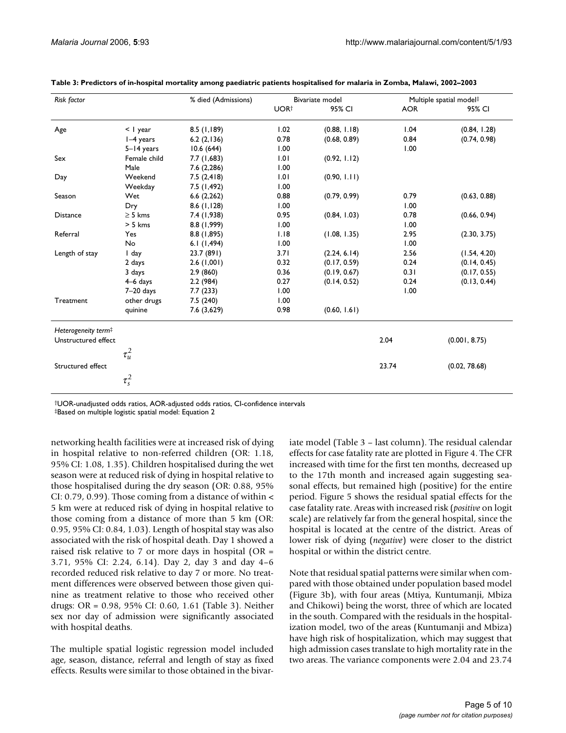**Table 3: Predictors of in-hospital mortality among paediatric patients hospitalised for malaria in Zomba, Malawi, 2002–2003**

| *Risk factor* | | % died (Admissions) | Bivariate model | | Multiple spatial model‡ | |
|---|---|---|---|---|---|---|
| | | | UOR† | 95% CI | AOR | 95% CI |
| Age | < 1 year | 8.5 (1,189) | 1.02 | (0.88, 1.18) | 1.04 | (0.84, 1.28) |
| | 1–4 years | 6.2 (2,136) | 0.78 | (0.68, 0.89) | 0.84 | (0.74, 0.98) |
| | 5–14 years | 10.6 (644) | 1.00 | | 1.00 | |
| Sex | Female child | 7.7 (1,683) | 1.01 | (0.92, 1.12) | | |
| | Male | 7.6 (2,286) | 1.00 | | | |
| Day | Weekend | 7.5 (2,418) | 1.01 | (0.90, 1.11) | | |
| | Weekday | 7.5 (1,492) | 1.00 | | | |
| Season | Wet | 6.6 (2,262) | 0.88 | (0.79, 0.99) | 0.79 | (0.63, 0.88) |
| | Dry | 8.6 (1,128) | 1.00 | | 1.00 | |
| Distance | ≥ 5 kms | 7.4 (1,938) | 0.95 | (0.84, 1.03) | 0.78 | (0.66, 0.94) |
| | > 5 kms | 8.8 (1,999) | 1.00 | | 1.00 | |
| Referral | Yes | 8.8 (1,895) | 1.18 | (1.08, 1.35) | 2.95 | (2.30, 3.75) |
| | No | 6.1 (1,494) | 1.00 | | 1.00 | |
| Length of stay | 1 day | 23.7 (891) | 3.71 | (2.24, 6.14) | 2.56 | (1.54, 4.20) |
| | 2 days | 2.6 (1,001) | 0.32 | (0.17, 0.59) | 0.24 | (0.14, 0.45) |
| | 3 days | 2.9 (860) | 0.36 | (0.19, 0.67) | 0.31 | (0.17, 0.55) |
| | 4–6 days | 2.2 (984) | 0.27 | (0.14, 0.52) | 0.24 | (0.13, 0.44) |
| | 7–20 days | 7.7 (233) | 1.00 | | 1.00 | |
| Treatment | other drugs | 7.5 (240) | 1.00 | | | |
| | quinine | 7.6 (3,629) | 0.98 | (0.60, 1.61) | | |
| *Heterogeneity term*‡ | | | | | | |
| Unstructured effect | $\tau_u^2$ | | | | 2.04 | (0.001, 8.75) |
| Structured effect | $\tau_s^2$ | | | | 23.74 | (0.02, 78.68) |

†UOR-unadjusted odds ratios, AOR-adjusted odds ratios, CI-confidence intervals
‡Based on multiple logistic spatial model: Equation 2

networking health facilities were at increased risk of dying in hospital relative to non-referred children (OR: 1.18, 95% CI: 1.08, 1.35). Children hospitalised during the wet season were at reduced risk of dying in hospital relative to those hospitalised during the dry season (OR: 0.88, 95% CI: 0.79, 0.99). Those coming from a distance of within < 5 km were at reduced risk of dying in hospital relative to those coming from a distance of more than 5 km (OR: 0.95, 95% CI: 0.84, 1.03). Length of hospital stay was also associated with the risk of hospital death. Day 1 showed a raised risk relative to 7 or more days in hospital (OR = 3.71, 95% CI: 2.24, 6.14). Day 2, day 3 and day 4–6 recorded reduced risk relative to day 7 or more. No treatment differences were observed between those given quinine as treatment relative to those who received other drugs: OR = 0.98, 95% CI: 0.60, 1.61 (Table 3). Neither sex nor day of admission were significantly associated with hospital deaths.

The multiple spatial logistic regression model included age, season, distance, referral and length of stay as fixed effects. Results were similar to those obtained in the bivariate model (Table 3 – last column). The residual calendar effects for case fatality rate are plotted in Figure 4. The CFR increased with time for the first ten months, decreased up to the 17th month and increased again suggesting seasonal effects, but remained high (positive) for the entire period. Figure 5 shows the residual spatial effects for the case fatality rate. Areas with increased risk (*positive* on logit scale) are relatively far from the general hospital, since the hospital is located at the centre of the district. Areas of lower risk of dying (*negative*) were closer to the district hospital or within the district centre.

Note that residual spatial patterns were similar when compared with those obtained under population based model (Figure 3b), with four areas (Mtiya, Kuntumanji, Mbiza and Chikowi) being the worst, three of which are located in the south. Compared with the residuals in the hospitalization model, two of the areas (Kuntumanji and Mbiza) have high risk of hospitalization, which may suggest that high admission cases translate to high mortality rate in the two areas. The variance components were 2.04 and 23.74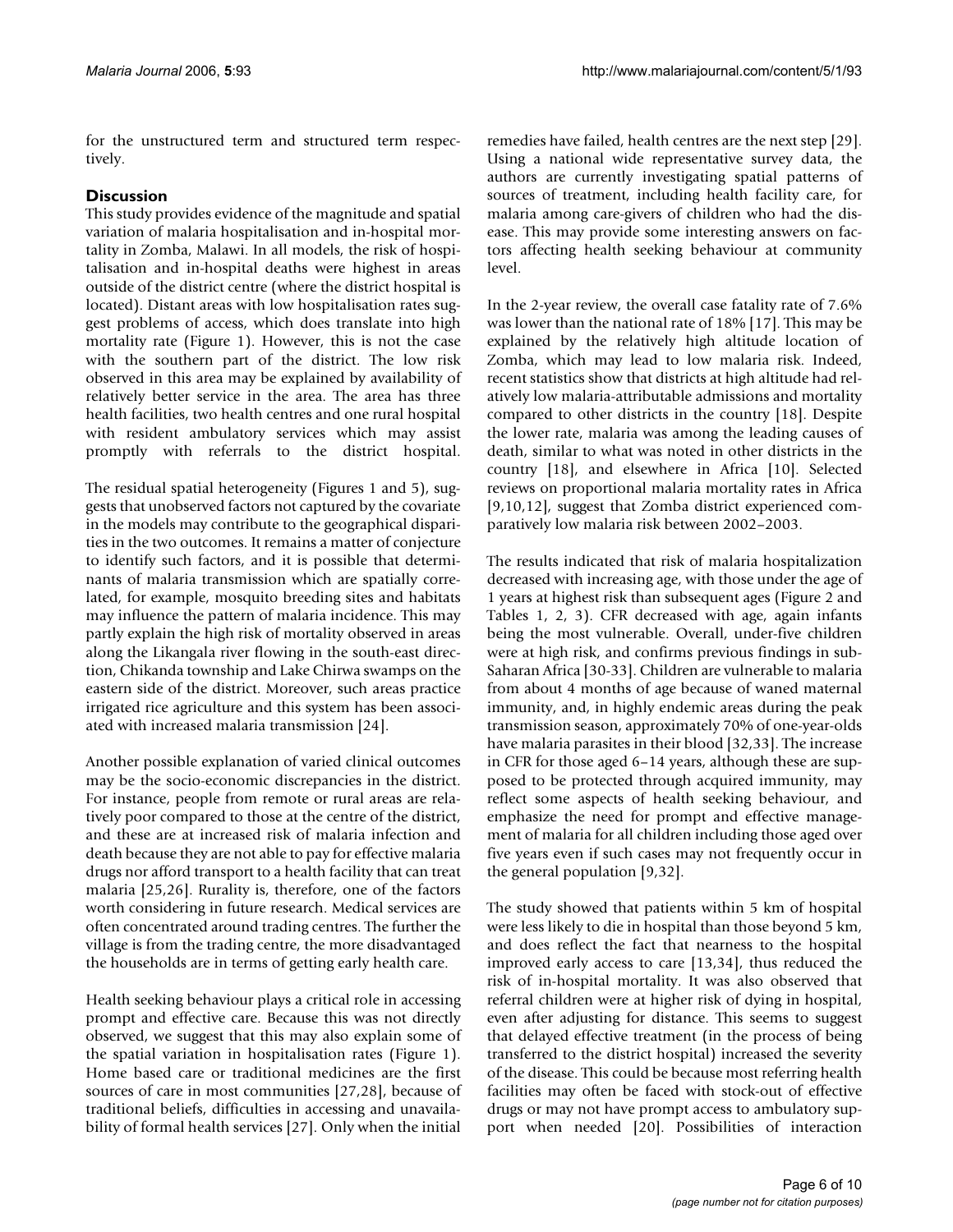for the unstructured term and structured term respectively.

## Discussion

This study provides evidence of the magnitude and spatial variation of malaria hospitalisation and in-hospital mortality in Zomba, Malawi. In all models, the risk of hospitalisation and in-hospital deaths were highest in areas outside of the district centre (where the district hospital is located). Distant areas with low hospitalisation rates suggest problems of access, which does translate into high mortality rate (Figure 1). However, this is not the case with the southern part of the district. The low risk observed in this area may be explained by availability of relatively better service in the area. The area has three health facilities, two health centres and one rural hospital with resident ambulatory services which may assist promptly with referrals to the district hospital.

The residual spatial heterogeneity (Figures 1 and 5), suggests that unobserved factors not captured by the covariate in the models may contribute to the geographical disparities in the two outcomes. It remains a matter of conjecture to identify such factors, and it is possible that determinants of malaria transmission which are spatially correlated, for example, mosquito breeding sites and habitats may influence the pattern of malaria incidence. This may partly explain the high risk of mortality observed in areas along the Likangala river flowing in the south-east direction, Chikanda township and Lake Chirwa swamps on the eastern side of the district. Moreover, such areas practice irrigated rice agriculture and this system has been associated with increased malaria transmission [24].

Another possible explanation of varied clinical outcomes may be the socio-economic discrepancies in the district. For instance, people from remote or rural areas are relatively poor compared to those at the centre of the district, and these are at increased risk of malaria infection and death because they are not able to pay for effective malaria drugs nor afford transport to a health facility that can treat malaria [25,26]. Rurality is, therefore, one of the factors worth considering in future research. Medical services are often concentrated around trading centres. The further the village is from the trading centre, the more disadvantaged the households are in terms of getting early health care.

Health seeking behaviour plays a critical role in accessing prompt and effective care. Because this was not directly observed, we suggest that this may also explain some of the spatial variation in hospitalisation rates (Figure 1). Home based care or traditional medicines are the first sources of care in most communities [27,28], because of traditional beliefs, difficulties in accessing and unavailability of formal health services [27]. Only when the initial remedies have failed, health centres are the next step [29]. Using a national wide representative survey data, the authors are currently investigating spatial patterns of sources of treatment, including health facility care, for malaria among care-givers of children who had the disease. This may provide some interesting answers on factors affecting health seeking behaviour at community level.

In the 2-year review, the overall case fatality rate of 7.6% was lower than the national rate of 18% [17]. This may be explained by the relatively high altitude location of Zomba, which may lead to low malaria risk. Indeed, recent statistics show that districts at high altitude had relatively low malaria-attributable admissions and mortality compared to other districts in the country [18]. Despite the lower rate, malaria was among the leading causes of death, similar to what was noted in other districts in the country [18], and elsewhere in Africa [10]. Selected reviews on proportional malaria mortality rates in Africa [9,10,12], suggest that Zomba district experienced comparatively low malaria risk between 2002–2003.

The results indicated that risk of malaria hospitalization decreased with increasing age, with those under the age of 1 years at highest risk than subsequent ages (Figure 2 and Tables 1, 2, 3). CFR decreased with age, again infants being the most vulnerable. Overall, under-five children were at high risk, and confirms previous findings in sub-Saharan Africa [30-33]. Children are vulnerable to malaria from about 4 months of age because of waned maternal immunity, and, in highly endemic areas during the peak transmission season, approximately 70% of one-year-olds have malaria parasites in their blood [32,33]. The increase in CFR for those aged 6–14 years, although these are supposed to be protected through acquired immunity, may reflect some aspects of health seeking behaviour, and emphasize the need for prompt and effective management of malaria for all children including those aged over five years even if such cases may not frequently occur in the general population [9,32].

The study showed that patients within 5 km of hospital were less likely to die in hospital than those beyond 5 km, and does reflect the fact that nearness to the hospital improved early access to care [13,34], thus reduced the risk of in-hospital mortality. It was also observed that referral children were at higher risk of dying in hospital, even after adjusting for distance. This seems to suggest that delayed effective treatment (in the process of being transferred to the district hospital) increased the severity of the disease. This could be because most referring health facilities may often be faced with stock-out of effective drugs or may not have prompt access to ambulatory support when needed [20]. Possibilities of interaction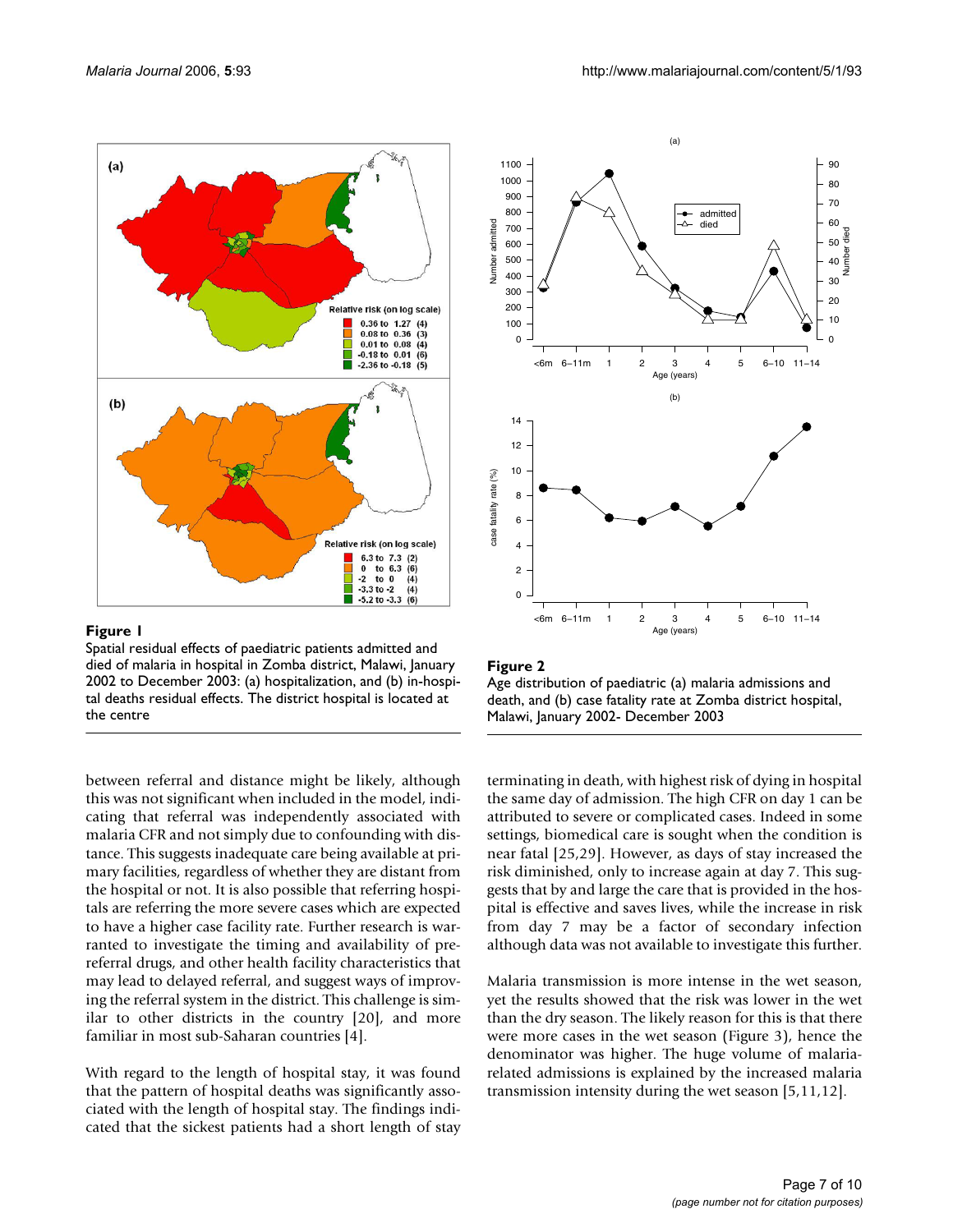**Figure 1**

Spatial residual effects of paediatric patients admitted and died of malaria in hospital in Zomba district, Malawi, January 2002 to December 2003: (a) hospitalization, and (b) in-hospital deaths residual effects. The district hospital is located at the centre

**Figure 2**

Age distribution of paediatric (a) malaria admissions and death, and (b) case fatality rate at Zomba district hospital, Malawi, January 2002- December 2003

between referral and distance might be likely, although this was not significant when included in the model, indicating that referral was independently associated with malaria CFR and not simply due to confounding with distance. This suggests inadequate care being available at primary facilities, regardless of whether they are distant from the hospital or not. It is also possible that referring hospitals are referring the more severe cases which are expected to have a higher case facility rate. Further research is warranted to investigate the timing and availability of pre-referral drugs, and other health facility characteristics that may lead to delayed referral, and suggest ways of improving the referral system in the district. This challenge is similar to other districts in the country [20], and more familiar in most sub-Saharan countries [4].

With regard to the length of hospital stay, it was found that the pattern of hospital deaths was significantly associated with the length of hospital stay. The findings indicated that the sickest patients had a short length of stay terminating in death, with highest risk of dying in hospital the same day of admission. The high CFR on day 1 can be attributed to severe or complicated cases. Indeed in some settings, biomedical care is sought when the condition is near fatal [25,29]. However, as days of stay increased the risk diminished, only to increase again at day 7. This suggests that by and large the care that is provided in the hospital is effective and saves lives, while the increase in risk from day 7 may be a factor of secondary infection although data was not available to investigate this further.

Malaria transmission is more intense in the wet season, yet the results showed that the risk was lower in the wet than the dry season. The likely reason for this is that there were more cases in the wet season (Figure 3), hence the denominator was higher. The huge volume of malaria-related admissions is explained by the increased malaria transmission intensity during the wet season [5,11,12].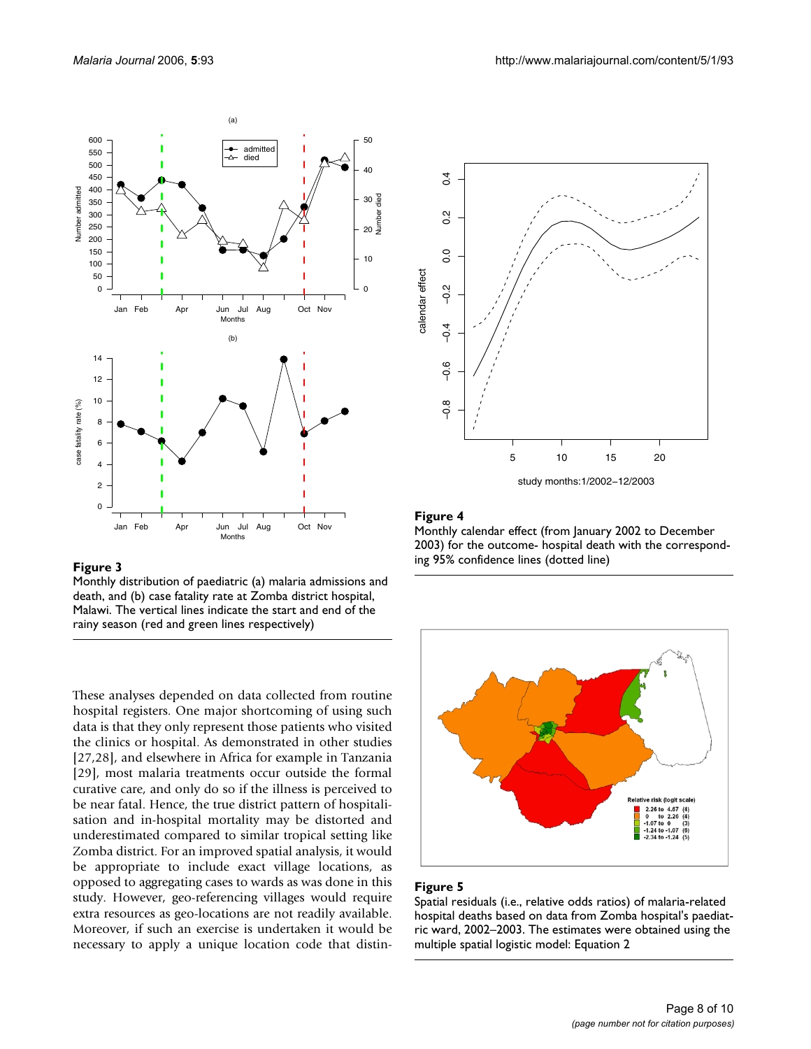**Figure 3**
Monthly distribution of paediatric (a) malaria admissions and death, and (b) case fatality rate at Zomba district hospital, Malawi. The vertical lines indicate the start and end of the rainy season (red and green lines respectively)

**Figure 4**
Monthly calendar effect (from January 2002 to December 2003) for the outcome- hospital death with the corresponding 95% confidence lines (dotted line)

These analyses depended on data collected from routine hospital registers. One major shortcoming of using such data is that they only represent those patients who visited the clinics or hospital. As demonstrated in other studies [27,28], and elsewhere in Africa for example in Tanzania [29], most malaria treatments occur outside the formal curative care, and only do so if the illness is perceived to be near fatal. Hence, the true district pattern of hospitalisation and in-hospital mortality may be distorted and underestimated compared to similar tropical setting like Zomba district. For an improved spatial analysis, it would be appropriate to include exact village locations, as opposed to aggregating cases to wards as was done in this study. However, geo-referencing villages would require extra resources as geo-locations are not readily available. Moreover, if such an exercise is undertaken it would be necessary to apply a unique location code that distin-

**Figure 5**
Spatial residuals (i.e., relative odds ratios) of malaria-related hospital deaths based on data from Zomba hospital's paediatric ward, 2002–2003. The estimates were obtained using the multiple spatial logistic model: Equation 2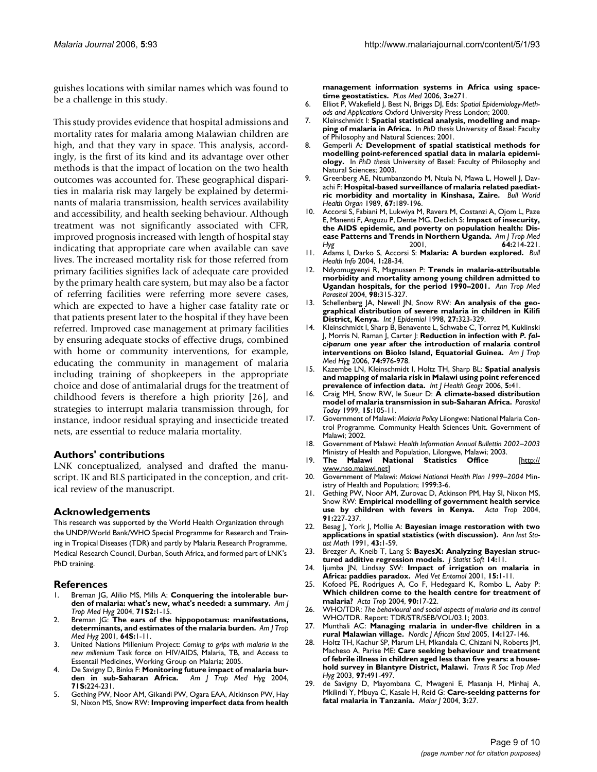guishes locations with similar names which was found to be a challenge in this study.

This study provides evidence that hospital admissions and mortality rates for malaria among Malawian children are high, and that they vary in space. This analysis, accordingly, is the first of its kind and its advantage over other methods is that the impact of location on the two health outcomes was accounted for. These geographical disparities in malaria risk may largely be explained by determinants of malaria transmission, health services availability and accessibility, and health seeking behaviour. Although treatment was not significantly associated with CFR, improved prognosis increased with length of hospital stay indicating that appropriate care when available can save lives. The increased mortality risk for those referred from primary facilities signifies lack of adequate care provided by the primary health care system, but may also be a factor of referring facilities were referring more severe cases, which are expected to have a higher case fatality rate or that patients present later to the hospital if they have been referred. Improved case management at primary facilities by ensuring adequate stocks of effective drugs, combined with home or community interventions, for example, educating the community in management of malaria including training of shopkeepers in the appropriate choice and dose of antimalarial drugs for the treatment of childhood fevers is therefore a high priority [26], and strategies to interrupt malaria transmission through, for instance, indoor residual spraying and insecticide treated nets, are essential to reduce malaria mortality.

## Authors' contributions

LNK conceptualized, analysed and drafted the manuscript. IK and BLS participated in the conception, and critical review of the manuscript.

## Acknowledgements

This research was supported by the World Health Organization through the UNDP/World Bank/WHO Special Programme for Research and Training in Tropical Diseases (TDR) and partly by Malaria Research Programme, Medical Research Council, Durban, South Africa, and formed part of LNK's PhD training.

## References

1. Breman JG, Alilio MS, Mills A: **Conquering the intolerable burden of malaria: what's new, what's needed: a summary.** *Am J Trop Med Hyg* 2004, **71S2:**1-15.
2. Breman JG: **The ears of the hippopotamus: manifestations, determinants, and estimates of the malaria burden.** *Am J Trop Med Hyg* 2001, **64S:**1-11.
3. United Nations Millenium Project: *Coming to grips with malaria in the new millenium* Task force on HIV/AIDS, Malaria, TB, and Access to Essentail Medicines, Working Group on Malaria; 2005.
4. De Savigny D, Binka F: **Monitoring future impact of malaria burden in sub-Saharan Africa.** *Am J Trop Med Hyg* 2004, **71S:**224-231.
5. Gething PW, Noor AM, Gikandi PW, Ogara EAA, Altkinson PW, Hay SI, Nixon MS, Snow RW: **Improving imperfect data from health management information systems in Africa using space-time geostatistics.** *PLos Med* 2006, **3:**e271.
6. Elliot P, Wakefield J, Best N, Briggs DJ, Eds: *Spatial Epidemiology-Methods and Applications* Oxford University Press London; 2000.
7. Kleinschmidt I: **Spatial statistical analysis, modelling and mapping of malaria in Africa.** In *PhD thesis* University of Basel: Faculty of Philosophy and Natural Sciences; 2001.
8. Gemperli A: **Development of spatial statistical methods for modelling point-referenced spatial data in malaria epidemiology.** In *PhD thesis* University of Basel: Faculty of Philosophy and Natural Sciences; 2003.
9. Greenberg AE, Ntumbanzondo M, Ntula N, Mawa L, Howell J, Davachi F: **Hospital-based surveillance of malaria related paediatric morbidity and mortality in Kinshasa, Zaire.** *Bull World Health Organ* 1989, **67:**189-196.
10. Accorsi S, Fabiani M, Lukwiya M, Ravera M, Costanzi A, Ojom L, Paze E, Manenti F, Anguzu P, Dente MG, Declich S: **Impact of insecurity, the AIDS epidemic, and poverty on population health: Disease Patterns and Trends in Northern Uganda.** *Am J Trop Med Hyg* 2001, **64:**214-221.
11. Adams I, Darko S, Accorsi S: **Malaria: A burden explored.** *Bull Health Info* 2004, **1:**28-34.
12. Ndyomugyenyi R, Magnussen P: **Trends in malaria-attributable morbidity and mortality among young children admitted to Ugandan hospitals, for the period 1990–2001.** *Ann Trop Med Parasitol* 2004, **98:**315-327.
13. Schellenberg JA, Newell JN, Snow RW: **An analysis of the geographical distribution of severe malaria in children in Kilifi District, Kenya.** *Int J Epidemiol* 1998, **27:**323-329.
14. Kleinschmidt I, Sharp B, Benavente L, Schwabe C, Torrez M, Kuklinski J, Morris N, Raman J, Carter J: **Reduction in infection with *P. falciparum* one year after the introduction of malaria control interventions on Bioko Island, Equatorial Guinea.** *Am J Trop Med Hyg* 2006, **74:**976-978.
15. Kazembe LN, Kleinschmidt I, Holtz TH, Sharp BL: **Spatial analysis and mapping of malaria risk in Malawi using point referenced prevalence of infection data.** *Int J Health Geogr* 2006, **5:**41.
16. Craig MH, Snow RW, le Sueur D: **A climate-based distribution model of malaria transmission in sub-Saharan Africa.** *Parasitol Today* 1999, **15:**105-11.
17. Government of Malawi: *Malaria Policy* Lilongwe: National Malaria Control Programme. Community Health Sciences Unit. Government of Malawi; 2002.
18. Government of Malawi: *Health Information Annual Bullettin 2002–2003* Ministry of Health and Population, Lilongwe, Malawi; 2003.
19. **The Malawi National Statistics Office** [http://www.nso.malawi.net]
20. Government of Malawi: *Malawi National Health Plan 1999–2004* Ministry of Health and Population; 1999:3-6.
21. Gething PW, Noor AM, Zurovac D, Atkinson PM, Hay SI, Nixon MS, Snow RW: **Empirical modelling of government health service use by children with fevers in Kenya.** *Acta Trop* 2004, **91:**227-237.
22. Besag J, York J, Mollie A: **Bayesian image restoration with two applications in spatial statistics (with discussion).** *Ann Inst Statist Math* 1991, **43:**1-59.
23. Brezger A, Kneib T, Lang S: **BayesX: Analyzing Bayesian structured additive regression models.** *J Statist Soft* **14:**11.
24. Ijumba JN, Lindsay SW: **Impact of irrigation on malaria in Africa: paddies paradox.** *Med Vet Entomol* 2001, **15:**1-11.
25. Kofoed PE, Rodrigues A, Co F, Hedegaard K, Rombo L, Aaby P: **Which children come to the health centre for treatment of malaria?** *Acta Trop* 2004, **90:**17-22.
26. WHO/TDR: *The behavioural and social aspects of malaria and its control* WHO/TDR. Report: TDR/STR/SEB/VOL/03.1; 2003.
27. Munthali AC: **Managing malaria in under-five children in a rural Malawian village.** *Nordic J African Stud* 2005, **14:**127-146.
28. Holtz TH, Kachur SP, Marum LH, Mkandala C, Chizani N, Roberts JM, Macheso A, Parise ME: **Care seeking behaviour and treatment of febrile illness in children aged less than five years: a household survey in Blantyre District, Malawi.** *Trans R Soc Trop Med Hyg* 2003, **97:**491-497.
29. de Savigny D, Mayombana C, Mwageni E, Masanja H, Minhaj A, Mkilindi Y, Mbuya C, Kasale H, Reid G: **Care-seeking patterns for fatal malaria in Tanzania.** *Malar J* 2004, **3:**27.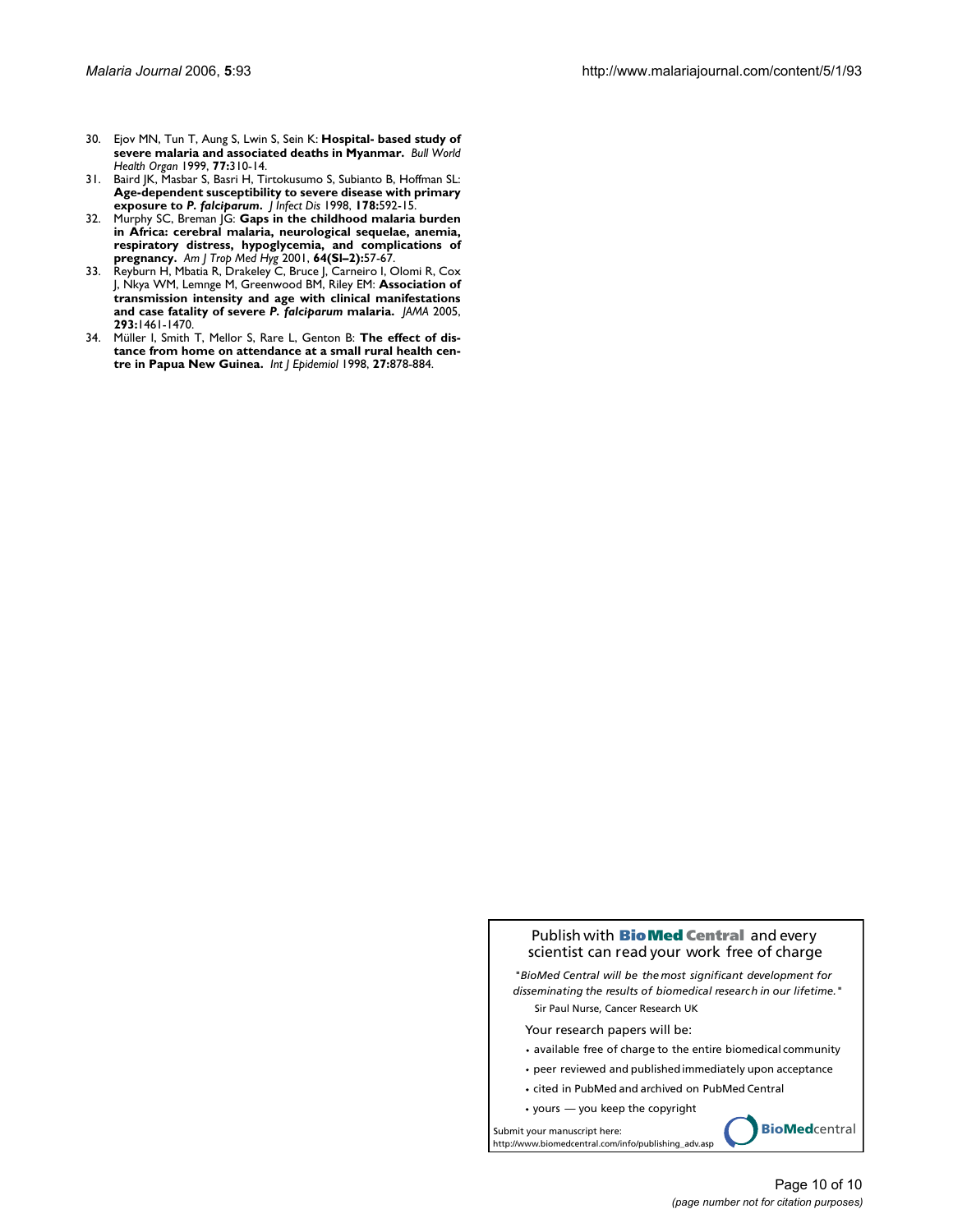30. Ejov MN, Tun T, Aung S, Lwin S, Sein K: **Hospital- based study of severe malaria and associated deaths in Myanmar.** *Bull World Health Organ* 1999, **77:**310-14.
31. Baird JK, Masbar S, Basri H, Tirtokusumo S, Subianto B, Hoffman SL: **Age-dependent susceptibility to severe disease with primary exposure to *P. falciparum*.** *J Infect Dis* 1998, **178:**592-15.
32. Murphy SC, Breman JG: **Gaps in the childhood malaria burden in Africa: cerebral malaria, neurological sequelae, anemia, respiratory distress, hypoglycemia, and complications of pregnancy.** *Am J Trop Med Hyg* 2001, **64(SI–2):**57-67.
33. Reyburn H, Mbatia R, Drakeley C, Bruce J, Carneiro I, Olomi R, Cox J, Nkya WM, Lemnge M, Greenwood BM, Riley EM: **Association of transmission intensity and age with clinical manifestations and case fatality of severe *P. falciparum* malaria.** *JAMA* 2005, **293:**1461-1470.
34. Müller I, Smith T, Mellor S, Rare L, Genton B: **The effect of distance from home on attendance at a small rural health centre in Papua New Guinea.** *Int J Epidemiol* 1998, **27:**878-884.

Publish with **BioMed Central** and every scientist can read your work free of charge

*"BioMed Central will be the most significant development for disseminating the results of biomedical research in our lifetime."*

Sir Paul Nurse, Cancer Research UK

Your research papers will be:

- available free of charge to the entire biomedical community
- peer reviewed and published immediately upon acceptance
- cited in PubMed and archived on PubMed Central
- yours — you keep the copyright

Submit your manuscript here:
http://www.biomedcentral.com/info/publishing_adv.asp

**BioMed**central